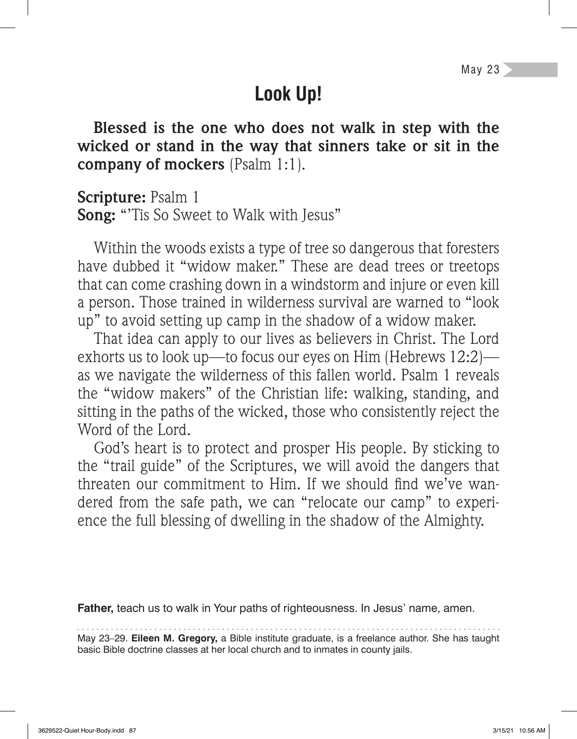May 23

# Look Up!

**Blessed is the one who does not walk in step with the wicked or stand in the way that sinners take or sit in the company of mockers** (Psalm 1:1).

**Scripture:** Psalm 1
**Song:** "'Tis So Sweet to Walk with Jesus"

Within the woods exists a type of tree so dangerous that foresters have dubbed it "widow maker." These are dead trees or treetops that can come crashing down in a windstorm and injure or even kill a person. Those trained in wilderness survival are warned to "look up" to avoid setting up camp in the shadow of a widow maker.

That idea can apply to our lives as believers in Christ. The Lord exhorts us to look up—to focus our eyes on Him (Hebrews 12:2)—as we navigate the wilderness of this fallen world. Psalm 1 reveals the "widow makers" of the Christian life: walking, standing, and sitting in the paths of the wicked, those who consistently reject the Word of the Lord.

God's heart is to protect and prosper His people. By sticking to the "trail guide" of the Scriptures, we will avoid the dangers that threaten our commitment to Him. If we should find we've wandered from the safe path, we can "relocate our camp" to experience the full blessing of dwelling in the shadow of the Almighty.

**Father,** teach us to walk in Your paths of righteousness. In Jesus' name, amen.

---

May 23–29. **Eileen M. Gregory,** a Bible institute graduate, is a freelance author. She has taught basic Bible doctrine classes at her local church and to inmates in county jails.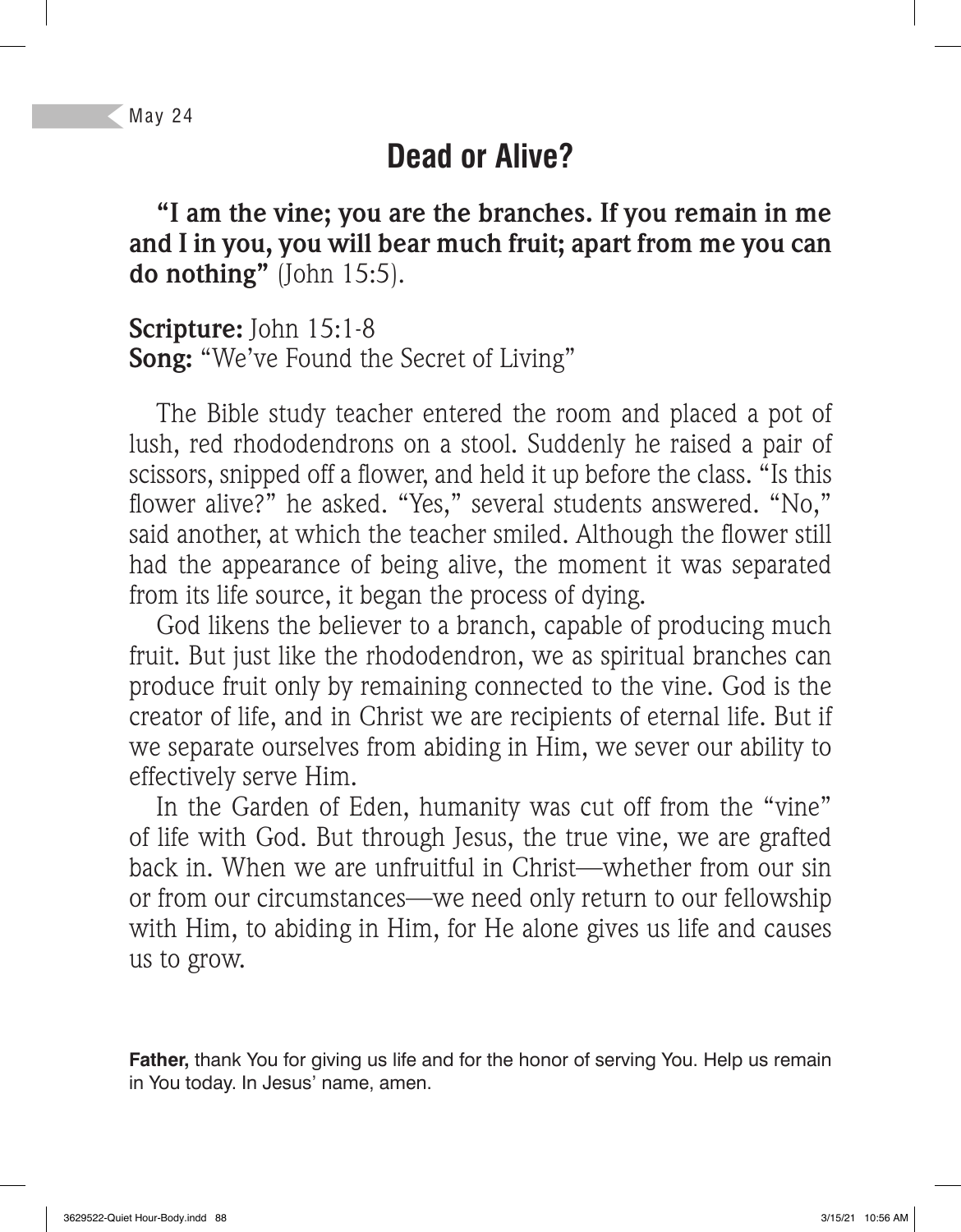May 24

# Dead or Alive?

**"I am the vine; you are the branches. If you remain in me and I in you, you will bear much fruit; apart from me you can do nothing"** (John 15:5).

**Scripture:** John 15:1-8
**Song:** "We've Found the Secret of Living"

The Bible study teacher entered the room and placed a pot of lush, red rhododendrons on a stool. Suddenly he raised a pair of scissors, snipped off a flower, and held it up before the class. "Is this flower alive?" he asked. "Yes," several students answered. "No," said another, at which the teacher smiled. Although the flower still had the appearance of being alive, the moment it was separated from its life source, it began the process of dying.

God likens the believer to a branch, capable of producing much fruit. But just like the rhododendron, we as spiritual branches can produce fruit only by remaining connected to the vine. God is the creator of life, and in Christ we are recipients of eternal life. But if we separate ourselves from abiding in Him, we sever our ability to effectively serve Him.

In the Garden of Eden, humanity was cut off from the "vine" of life with God. But through Jesus, the true vine, we are grafted back in. When we are unfruitful in Christ—whether from our sin or from our circumstances—we need only return to our fellowship with Him, to abiding in Him, for He alone gives us life and causes us to grow.

**Father,** thank You for giving us life and for the honor of serving You. Help us remain in You today. In Jesus' name, amen.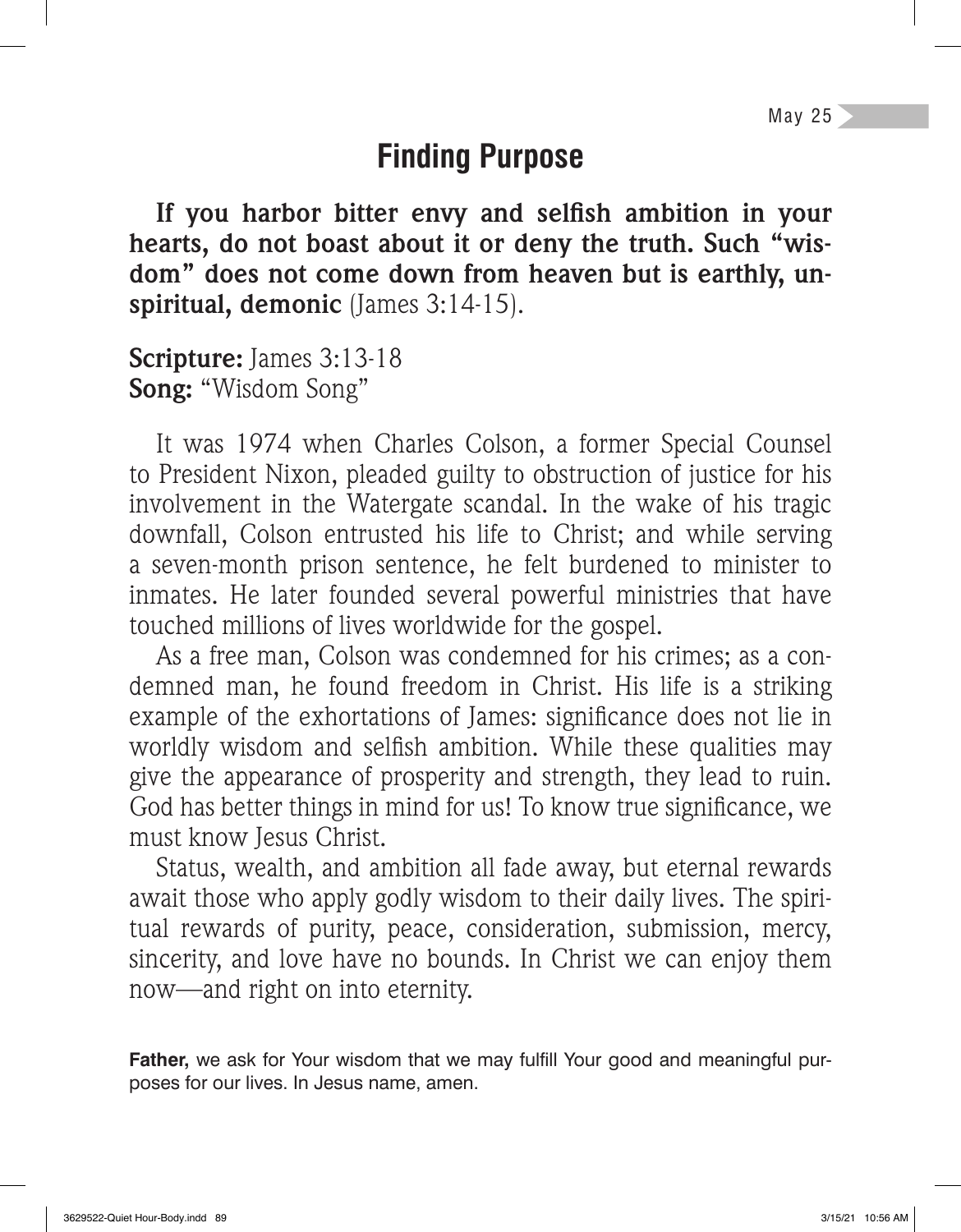May 25

# Finding Purpose

**If you harbor bitter envy and selfish ambition in your hearts, do not boast about it or deny the truth. Such "wisdom" does not come down from heaven but is earthly, unspiritual, demonic** (James 3:14-15).

**Scripture:** James 3:13-18
**Song:** "Wisdom Song"

It was 1974 when Charles Colson, a former Special Counsel to President Nixon, pleaded guilty to obstruction of justice for his involvement in the Watergate scandal. In the wake of his tragic downfall, Colson entrusted his life to Christ; and while serving a seven-month prison sentence, he felt burdened to minister to inmates. He later founded several powerful ministries that have touched millions of lives worldwide for the gospel.

As a free man, Colson was condemned for his crimes; as a condemned man, he found freedom in Christ. His life is a striking example of the exhortations of James: significance does not lie in worldly wisdom and selfish ambition. While these qualities may give the appearance of prosperity and strength, they lead to ruin. God has better things in mind for us! To know true significance, we must know Jesus Christ.

Status, wealth, and ambition all fade away, but eternal rewards await those who apply godly wisdom to their daily lives. The spiritual rewards of purity, peace, consideration, submission, mercy, sincerity, and love have no bounds. In Christ we can enjoy them now—and right on into eternity.

**Father,** we ask for Your wisdom that we may fulfill Your good and meaningful purposes for our lives. In Jesus name, amen.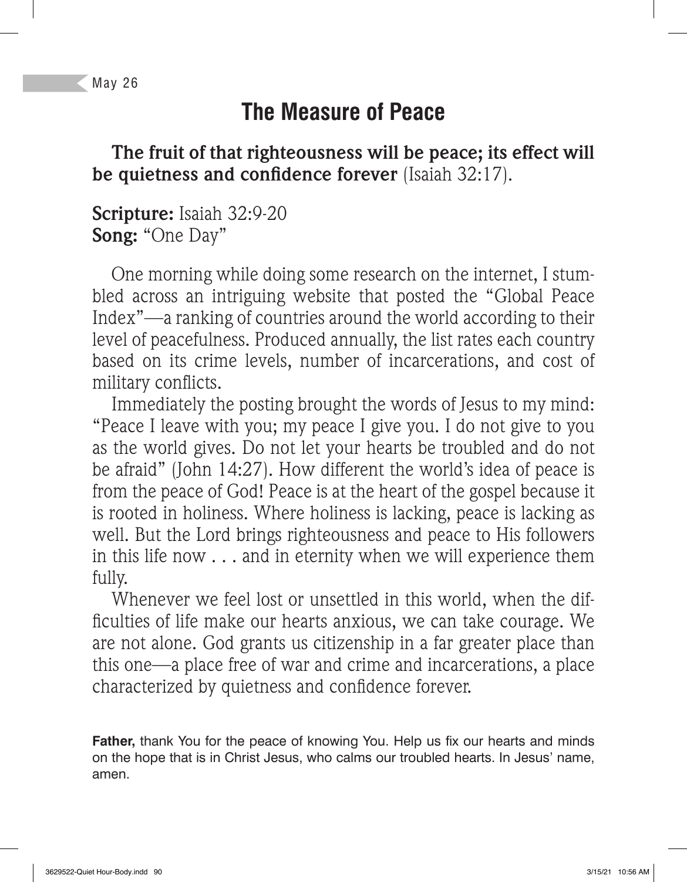May 26

# The Measure of Peace

**The fruit of that righteousness will be peace; its effect will be quietness and confidence forever** (Isaiah 32:17).

**Scripture:** Isaiah 32:9-20
**Song:** "One Day"

One morning while doing some research on the internet, I stumbled across an intriguing website that posted the "Global Peace Index"—a ranking of countries around the world according to their level of peacefulness. Produced annually, the list rates each country based on its crime levels, number of incarcerations, and cost of military conflicts.

Immediately the posting brought the words of Jesus to my mind: "Peace I leave with you; my peace I give you. I do not give to you as the world gives. Do not let your hearts be troubled and do not be afraid" (John 14:27). How different the world's idea of peace is from the peace of God! Peace is at the heart of the gospel because it is rooted in holiness. Where holiness is lacking, peace is lacking as well. But the Lord brings righteousness and peace to His followers in this life now . . . and in eternity when we will experience them fully.

Whenever we feel lost or unsettled in this world, when the difficulties of life make our hearts anxious, we can take courage. We are not alone. God grants us citizenship in a far greater place than this one—a place free of war and crime and incarcerations, a place characterized by quietness and confidence forever.

**Father,** thank You for the peace of knowing You. Help us fix our hearts and minds on the hope that is in Christ Jesus, who calms our troubled hearts. In Jesus' name, amen.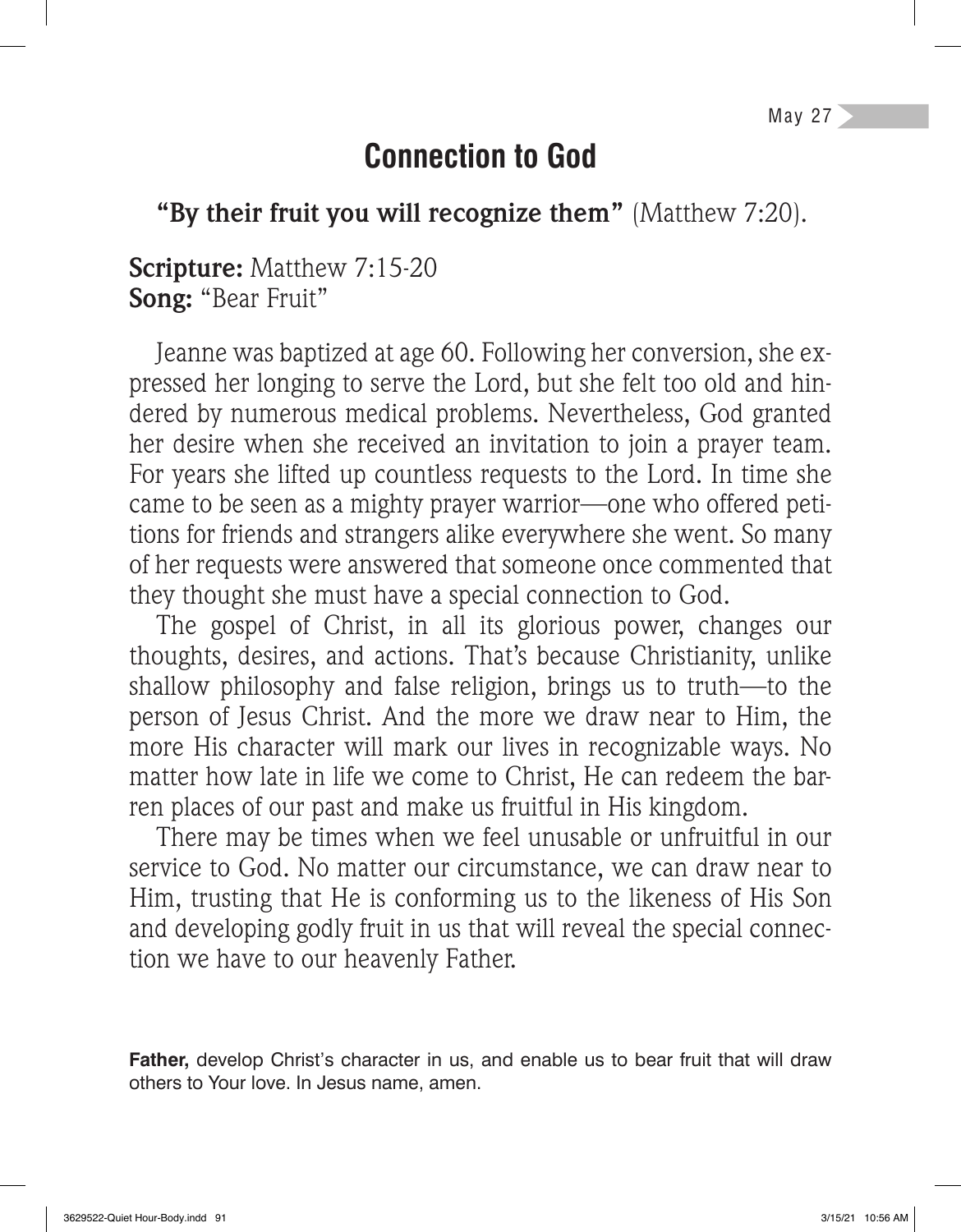May 27

# Connection to God

**"By their fruit you will recognize them"** (Matthew 7:20).

**Scripture:** Matthew 7:15-20
**Song:** "Bear Fruit"

Jeanne was baptized at age 60. Following her conversion, she expressed her longing to serve the Lord, but she felt too old and hindered by numerous medical problems. Nevertheless, God granted her desire when she received an invitation to join a prayer team. For years she lifted up countless requests to the Lord. In time she came to be seen as a mighty prayer warrior—one who offered petitions for friends and strangers alike everywhere she went. So many of her requests were answered that someone once commented that they thought she must have a special connection to God.

The gospel of Christ, in all its glorious power, changes our thoughts, desires, and actions. That's because Christianity, unlike shallow philosophy and false religion, brings us to truth—to the person of Jesus Christ. And the more we draw near to Him, the more His character will mark our lives in recognizable ways. No matter how late in life we come to Christ, He can redeem the barren places of our past and make us fruitful in His kingdom.

There may be times when we feel unusable or unfruitful in our service to God. No matter our circumstance, we can draw near to Him, trusting that He is conforming us to the likeness of His Son and developing godly fruit in us that will reveal the special connection we have to our heavenly Father.

**Father,** develop Christ's character in us, and enable us to bear fruit that will draw others to Your love. In Jesus name, amen.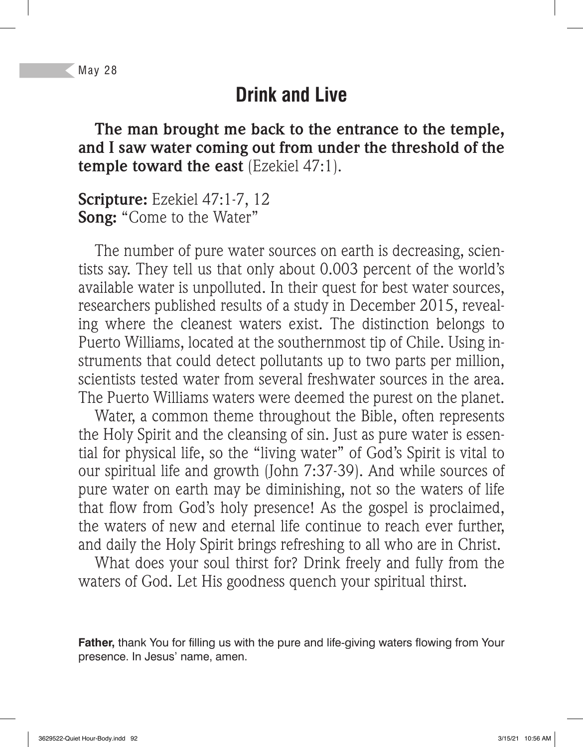May 28

# Drink and Live

**The man brought me back to the entrance to the temple, and I saw water coming out from under the threshold of the temple toward the east** (Ezekiel 47:1).

**Scripture:** Ezekiel 47:1-7, 12
**Song:** "Come to the Water"

The number of pure water sources on earth is decreasing, scientists say. They tell us that only about 0.003 percent of the world's available water is unpolluted. In their quest for best water sources, researchers published results of a study in December 2015, revealing where the cleanest waters exist. The distinction belongs to Puerto Williams, located at the southernmost tip of Chile. Using instruments that could detect pollutants up to two parts per million, scientists tested water from several freshwater sources in the area. The Puerto Williams waters were deemed the purest on the planet.

Water, a common theme throughout the Bible, often represents the Holy Spirit and the cleansing of sin. Just as pure water is essential for physical life, so the "living water" of God's Spirit is vital to our spiritual life and growth (John 7:37-39). And while sources of pure water on earth may be diminishing, not so the waters of life that flow from God's holy presence! As the gospel is proclaimed, the waters of new and eternal life continue to reach ever further, and daily the Holy Spirit brings refreshing to all who are in Christ.

What does your soul thirst for? Drink freely and fully from the waters of God. Let His goodness quench your spiritual thirst.

**Father,** thank You for filling us with the pure and life-giving waters flowing from Your presence. In Jesus' name, amen.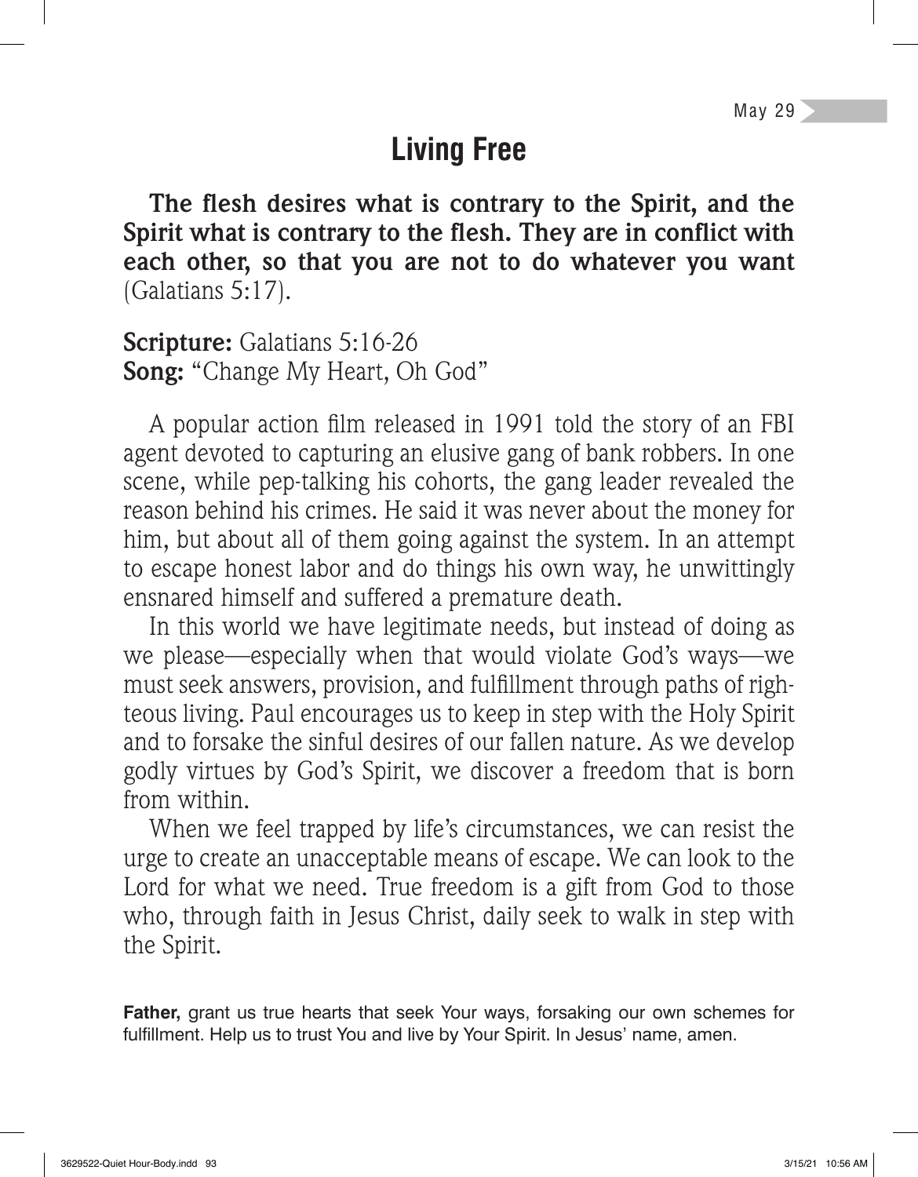May 29

# Living Free

**The flesh desires what is contrary to the Spirit, and the Spirit what is contrary to the flesh. They are in conflict with each other, so that you are not to do whatever you want** (Galatians 5:17).

**Scripture:** Galatians 5:16-26
**Song:** "Change My Heart, Oh God"

A popular action film released in 1991 told the story of an FBI agent devoted to capturing an elusive gang of bank robbers. In one scene, while pep-talking his cohorts, the gang leader revealed the reason behind his crimes. He said it was never about the money for him, but about all of them going against the system. In an attempt to escape honest labor and do things his own way, he unwittingly ensnared himself and suffered a premature death.

In this world we have legitimate needs, but instead of doing as we please—especially when that would violate God's ways—we must seek answers, provision, and fulfillment through paths of righteous living. Paul encourages us to keep in step with the Holy Spirit and to forsake the sinful desires of our fallen nature. As we develop godly virtues by God's Spirit, we discover a freedom that is born from within.

When we feel trapped by life's circumstances, we can resist the urge to create an unacceptable means of escape. We can look to the Lord for what we need. True freedom is a gift from God to those who, through faith in Jesus Christ, daily seek to walk in step with the Spirit.

**Father,** grant us true hearts that seek Your ways, forsaking our own schemes for fulfillment. Help us to trust You and live by Your Spirit. In Jesus' name, amen.